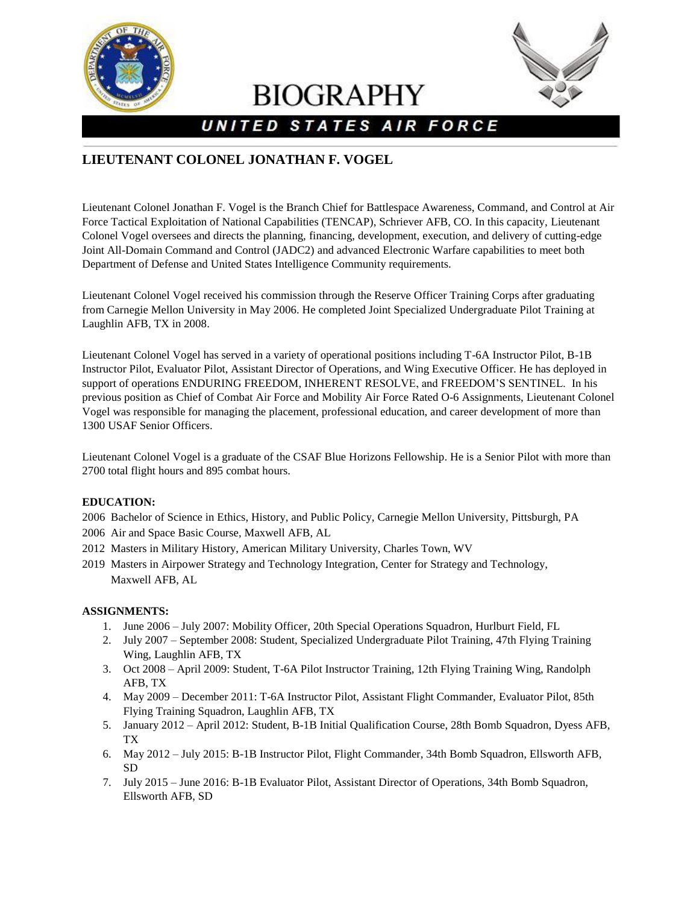# BIOGRAPHY

## UNITED STATES AIR FORCE

## LIEUTENANT COLONEL JONATHAN F. VOGEL

Lieutenant Colonel Jonathan F. Vogel is the Branch Chief for Battlespace Awareness, Command, and Control at Air Force Tactical Exploitation of National Capabilities (TENCAP), Schriever AFB, CO. In this capacity, Lieutenant Colonel Vogel oversees and directs the planning, financing, development, execution, and delivery of cutting-edge Joint All-Domain Command and Control (JADC2) and advanced Electronic Warfare capabilities to meet both Department of Defense and United States Intelligence Community requirements.

Lieutenant Colonel Vogel received his commission through the Reserve Officer Training Corps after graduating from Carnegie Mellon University in May 2006. He completed Joint Specialized Undergraduate Pilot Training at Laughlin AFB, TX in 2008.

Lieutenant Colonel Vogel has served in a variety of operational positions including T-6A Instructor Pilot, B-1B Instructor Pilot, Evaluator Pilot, Assistant Director of Operations, and Wing Executive Officer. He has deployed in support of operations ENDURING FREEDOM, INHERENT RESOLVE, and FREEDOM'S SENTINEL. In his previous position as Chief of Combat Air Force and Mobility Air Force Rated O-6 Assignments, Lieutenant Colonel Vogel was responsible for managing the placement, professional education, and career development of more than 1300 USAF Senior Officers.

Lieutenant Colonel Vogel is a graduate of the CSAF Blue Horizons Fellowship. He is a Senior Pilot with more than 2700 total flight hours and 895 combat hours.

**EDUCATION:**

2006 Bachelor of Science in Ethics, History, and Public Policy, Carnegie Mellon University, Pittsburgh, PA
2006 Air and Space Basic Course, Maxwell AFB, AL
2012 Masters in Military History, American Military University, Charles Town, WV
2019 Masters in Airpower Strategy and Technology Integration, Center for Strategy and Technology, Maxwell AFB, AL

**ASSIGNMENTS:**

1. June 2006 – July 2007: Mobility Officer, 20th Special Operations Squadron, Hurlburt Field, FL
2. July 2007 – September 2008: Student, Specialized Undergraduate Pilot Training, 47th Flying Training Wing, Laughlin AFB, TX
3. Oct 2008 – April 2009: Student, T-6A Pilot Instructor Training, 12th Flying Training Wing, Randolph AFB, TX
4. May 2009 – December 2011: T-6A Instructor Pilot, Assistant Flight Commander, Evaluator Pilot, 85th Flying Training Squadron, Laughlin AFB, TX
5. January 2012 – April 2012: Student, B-1B Initial Qualification Course, 28th Bomb Squadron, Dyess AFB, TX
6. May 2012 – July 2015: B-1B Instructor Pilot, Flight Commander, 34th Bomb Squadron, Ellsworth AFB, SD
7. July 2015 – June 2016: B-1B Evaluator Pilot, Assistant Director of Operations, 34th Bomb Squadron, Ellsworth AFB, SD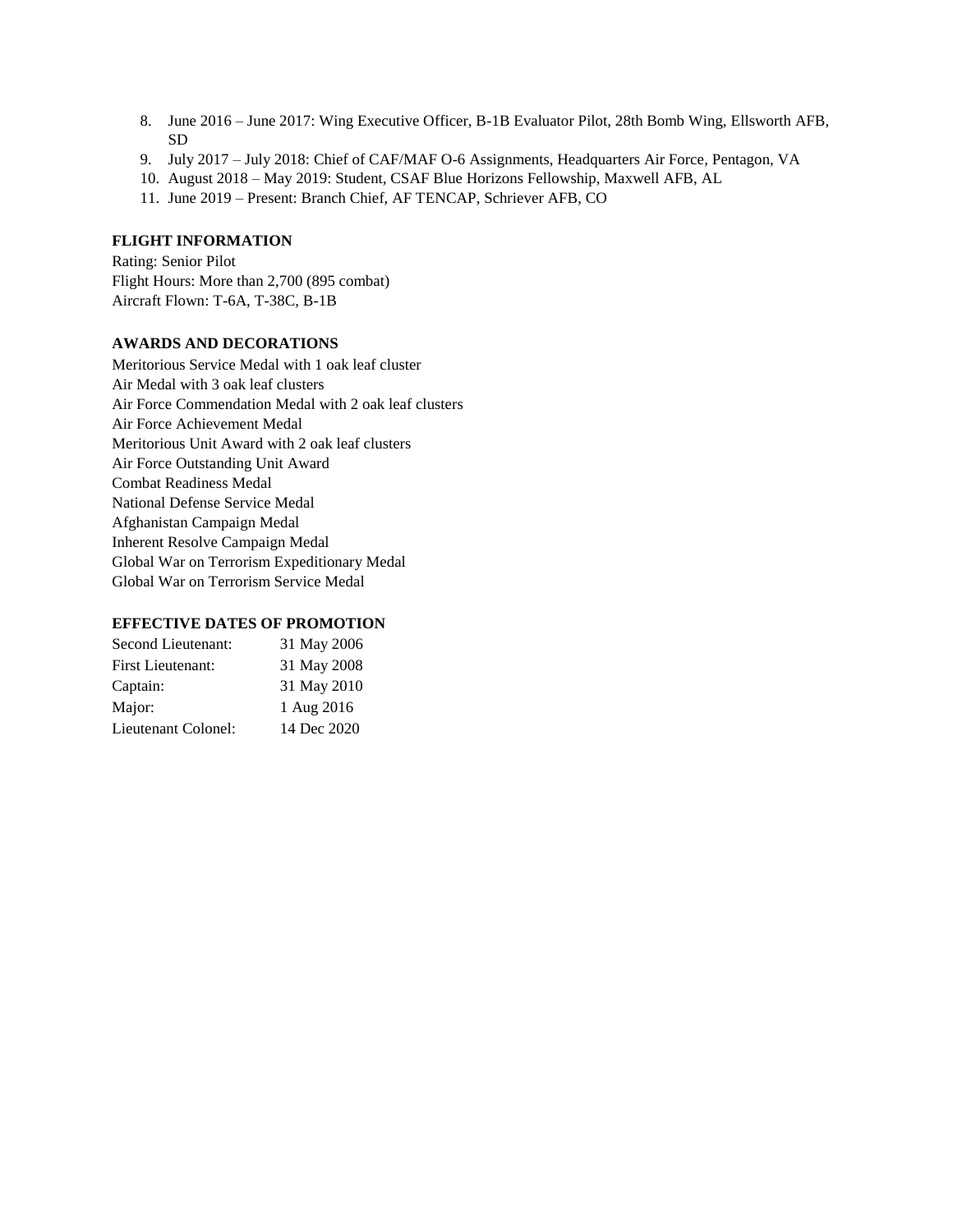8. June 2016 – June 2017: Wing Executive Officer, B-1B Evaluator Pilot, 28th Bomb Wing, Ellsworth AFB, SD
9. July 2017 – July 2018: Chief of CAF/MAF O-6 Assignments, Headquarters Air Force, Pentagon, VA
10. August 2018 – May 2019: Student, CSAF Blue Horizons Fellowship, Maxwell AFB, AL
11. June 2019 – Present: Branch Chief, AF TENCAP, Schriever AFB, CO

**FLIGHT INFORMATION**

Rating: Senior Pilot
Flight Hours: More than 2,700 (895 combat)
Aircraft Flown: T-6A, T-38C, B-1B

**AWARDS AND DECORATIONS**

Meritorious Service Medal with 1 oak leaf cluster
Air Medal with 3 oak leaf clusters
Air Force Commendation Medal with 2 oak leaf clusters
Air Force Achievement Medal
Meritorious Unit Award with 2 oak leaf clusters
Air Force Outstanding Unit Award
Combat Readiness Medal
National Defense Service Medal
Afghanistan Campaign Medal
Inherent Resolve Campaign Medal
Global War on Terrorism Expeditionary Medal
Global War on Terrorism Service Medal

**EFFECTIVE DATES OF PROMOTION**

| | |
|---|---|
| Second Lieutenant: | 31 May 2006 |
| First Lieutenant: | 31 May 2008 |
| Captain: | 31 May 2010 |
| Major: | 1 Aug 2016 |
| Lieutenant Colonel: | 14 Dec 2020 |